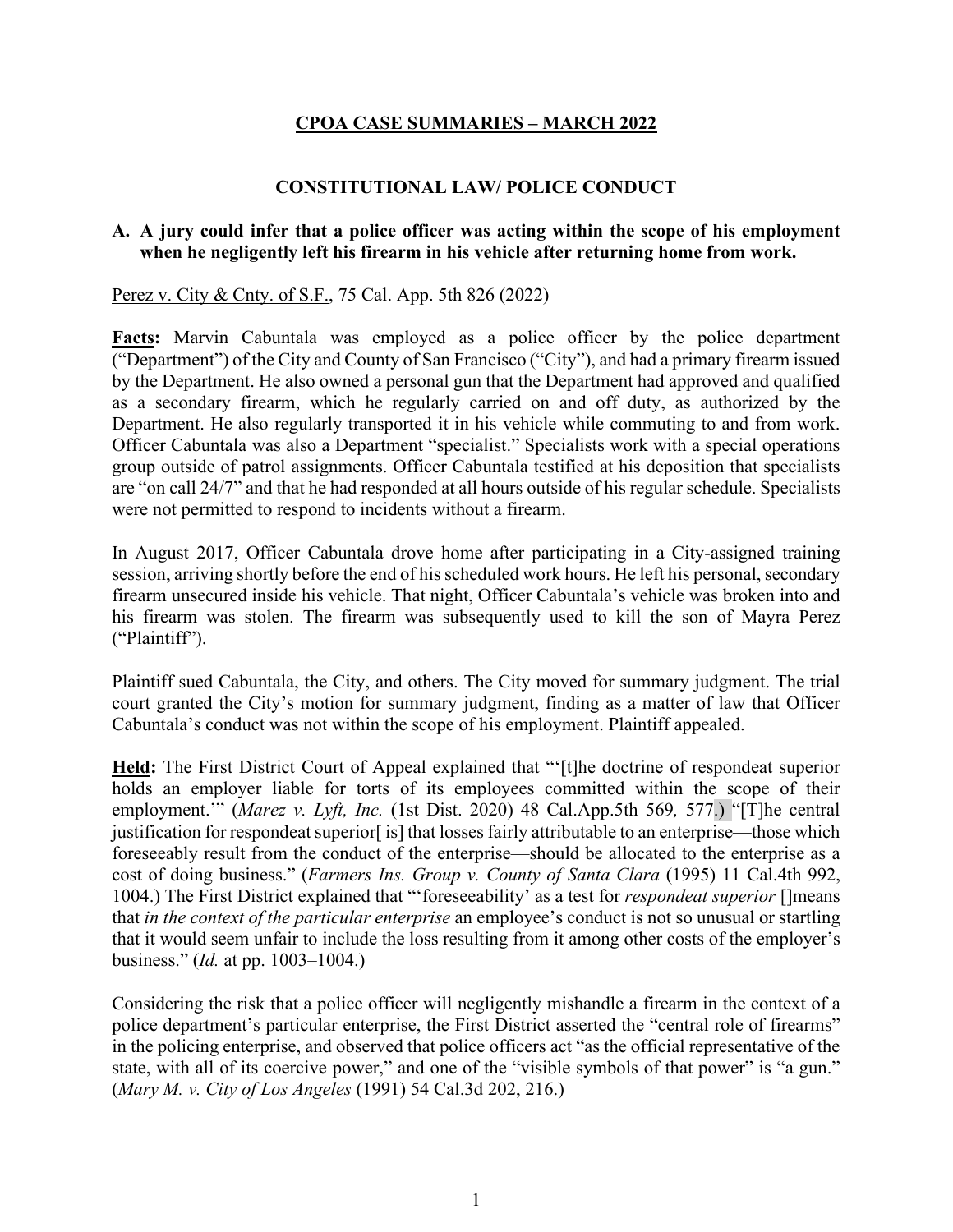# CPOA CASE SUMMARIES – MARCH 2022

## CONSTITUTIONAL LAW/ POLICE CONDUCT

### A. A jury could infer that a police officer was acting within the scope of his employment when he negligently left his firearm in his vehicle after returning home from work.

Perez v. City & Cnty. of S.F., 75 Cal. App. 5th 826 (2022)

**Facts:** Marvin Cabuntala was employed as a police officer by the police department ("Department") of the City and County of San Francisco ("City"), and had a primary firearm issued by the Department. He also owned a personal gun that the Department had approved and qualified as a secondary firearm, which he regularly carried on and off duty, as authorized by the Department. He also regularly transported it in his vehicle while commuting to and from work. Officer Cabuntala was also a Department "specialist." Specialists work with a special operations group outside of patrol assignments. Officer Cabuntala testified at his deposition that specialists are "on call 24/7" and that he had responded at all hours outside of his regular schedule. Specialists were not permitted to respond to incidents without a firearm.

In August 2017, Officer Cabuntala drove home after participating in a City-assigned training session, arriving shortly before the end of his scheduled work hours. He left his personal, secondary firearm unsecured inside his vehicle. That night, Officer Cabuntala's vehicle was broken into and his firearm was stolen. The firearm was subsequently used to kill the son of Mayra Perez ("Plaintiff").

Plaintiff sued Cabuntala, the City, and others. The City moved for summary judgment. The trial court granted the City's motion for summary judgment, finding as a matter of law that Officer Cabuntala's conduct was not within the scope of his employment. Plaintiff appealed.

**Held:** The First District Court of Appeal explained that "'[t]he doctrine of respondeat superior holds an employer liable for torts of its employees committed within the scope of their employment.'" (*Marez v. Lyft, Inc.* (1st Dist. 2020) 48 Cal.App.5th 569, 577.) "[T]he central justification for respondeat superior[ is] that losses fairly attributable to an enterprise—those which foreseeably result from the conduct of the enterprise—should be allocated to the enterprise as a cost of doing business." (*Farmers Ins. Group v. County of Santa Clara* (1995) 11 Cal.4th 992, 1004.) The First District explained that "'foreseeability' as a test for *respondeat superior* []means that *in the context of the particular enterprise* an employee's conduct is not so unusual or startling that it would seem unfair to include the loss resulting from it among other costs of the employer's business." (*Id.* at pp. 1003–1004.)

Considering the risk that a police officer will negligently mishandle a firearm in the context of a police department's particular enterprise, the First District asserted the "central role of firearms" in the policing enterprise, and observed that police officers act "as the official representative of the state, with all of its coercive power," and one of the "visible symbols of that power" is "a gun." (*Mary M. v. City of Los Angeles* (1991) 54 Cal.3d 202, 216.)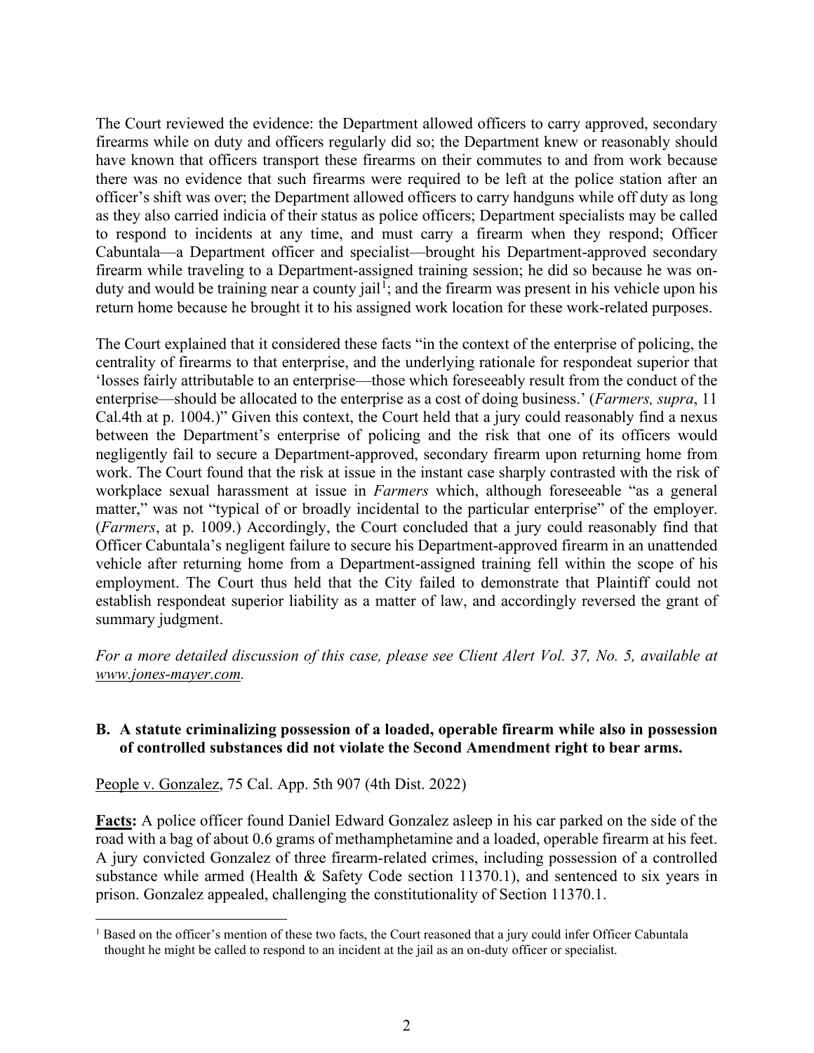The Court reviewed the evidence: the Department allowed officers to carry approved, secondary firearms while on duty and officers regularly did so; the Department knew or reasonably should have known that officers transport these firearms on their commutes to and from work because there was no evidence that such firearms were required to be left at the police station after an officer's shift was over; the Department allowed officers to carry handguns while off duty as long as they also carried indicia of their status as police officers; Department specialists may be called to respond to incidents at any time, and must carry a firearm when they respond; Officer Cabuntala—a Department officer and specialist—brought his Department-approved secondary firearm while traveling to a Department-assigned training session; he did so because he was on-duty and would be training near a county jail[1]; and the firearm was present in his vehicle upon his return home because he brought it to his assigned work location for these work-related purposes.

The Court explained that it considered these facts "in the context of the enterprise of policing, the centrality of firearms to that enterprise, and the underlying rationale for respondeat superior that 'losses fairly attributable to an enterprise—those which foreseeably result from the conduct of the enterprise—should be allocated to the enterprise as a cost of doing business.' (*Farmers, supra*, 11 Cal.4th at p. 1004.)" Given this context, the Court held that a jury could reasonably find a nexus between the Department's enterprise of policing and the risk that one of its officers would negligently fail to secure a Department-approved, secondary firearm upon returning home from work. The Court found that the risk at issue in the instant case sharply contrasted with the risk of workplace sexual harassment at issue in *Farmers* which, although foreseeable "as a general matter," was not "typical of or broadly incidental to the particular enterprise" of the employer. (*Farmers*, at p. 1009.) Accordingly, the Court concluded that a jury could reasonably find that Officer Cabuntala's negligent failure to secure his Department-approved firearm in an unattended vehicle after returning home from a Department-assigned training fell within the scope of his employment. The Court thus held that the City failed to demonstrate that Plaintiff could not establish respondeat superior liability as a matter of law, and accordingly reversed the grant of summary judgment.

*For a more detailed discussion of this case, please see Client Alert Vol. 37, No. 5, available at www.jones-mayer.com.*

### B. A statute criminalizing possession of a loaded, operable firearm while also in possession of controlled substances did not violate the Second Amendment right to bear arms.

People v. Gonzalez, 75 Cal. App. 5th 907 (4th Dist. 2022)

**Facts:** A police officer found Daniel Edward Gonzalez asleep in his car parked on the side of the road with a bag of about 0.6 grams of methamphetamine and a loaded, operable firearm at his feet. A jury convicted Gonzalez of three firearm-related crimes, including possession of a controlled substance while armed (Health & Safety Code section 11370.1), and sentenced to six years in prison. Gonzalez appealed, challenging the constitutionality of Section 11370.1.

[1] Based on the officer's mention of these two facts, the Court reasoned that a jury could infer Officer Cabuntala thought he might be called to respond to an incident at the jail as an on-duty officer or specialist.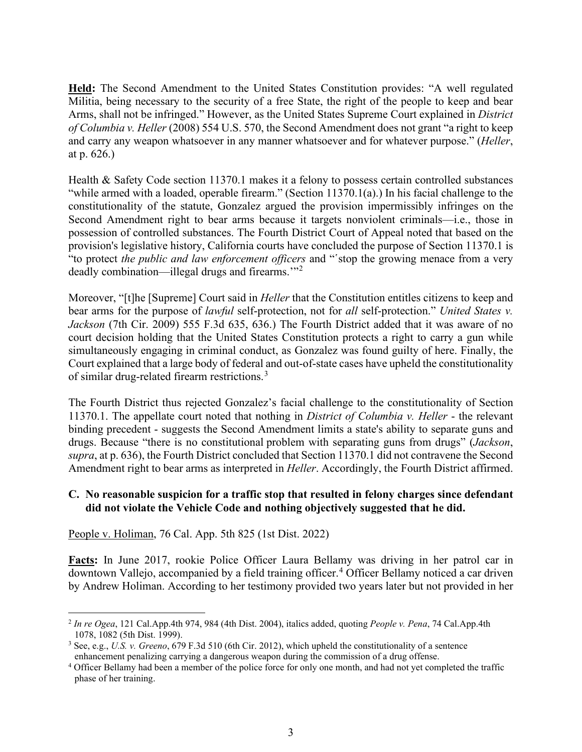**Held:** The Second Amendment to the United States Constitution provides: "A well regulated Militia, being necessary to the security of a free State, the right of the people to keep and bear Arms, shall not be infringed." However, as the United States Supreme Court explained in *District of Columbia v. Heller* (2008) 554 U.S. 570, the Second Amendment does not grant "a right to keep and carry any weapon whatsoever in any manner whatsoever and for whatever purpose." (*Heller*, at p. 626.)

Health & Safety Code section 11370.1 makes it a felony to possess certain controlled substances "while armed with a loaded, operable firearm." (Section 11370.1(a).) In his facial challenge to the constitutionality of the statute, Gonzalez argued the provision impermissibly infringes on the Second Amendment right to bear arms because it targets nonviolent criminals—i.e., those in possession of controlled substances. The Fourth District Court of Appeal noted that based on the provision's legislative history, California courts have concluded the purpose of Section 11370.1 is "to protect *the public and law enforcement officers* and "'stop the growing menace from a very deadly combination—illegal drugs and firearms.'"[2]

Moreover, "[t]he [Supreme] Court said in *Heller* that the Constitution entitles citizens to keep and bear arms for the purpose of *lawful* self-protection, not for *all* self-protection." *United States v. Jackson* (7th Cir. 2009) 555 F.3d 635, 636.) The Fourth District added that it was aware of no court decision holding that the United States Constitution protects a right to carry a gun while simultaneously engaging in criminal conduct, as Gonzalez was found guilty of here. Finally, the Court explained that a large body of federal and out-of-state cases have upheld the constitutionality of similar drug-related firearm restrictions.[3]

The Fourth District thus rejected Gonzalez's facial challenge to the constitutionality of Section 11370.1. The appellate court noted that nothing in *District of Columbia v. Heller* - the relevant binding precedent - suggests the Second Amendment limits a state's ability to separate guns and drugs. Because "there is no constitutional problem with separating guns from drugs" (*Jackson*, *supra*, at p. 636), the Fourth District concluded that Section 11370.1 did not contravene the Second Amendment right to bear arms as interpreted in *Heller*. Accordingly, the Fourth District affirmed.

### C. No reasonable suspicion for a traffic stop that resulted in felony charges since defendant did not violate the Vehicle Code and nothing objectively suggested that he did.

People v. Holiman, 76 Cal. App. 5th 825 (1st Dist. 2022)

**Facts:** In June 2017, rookie Police Officer Laura Bellamy was driving in her patrol car in downtown Vallejo, accompanied by a field training officer.[4] Officer Bellamy noticed a car driven by Andrew Holiman. According to her testimony provided two years later but not provided in her

---

[2] *In re Ogea*, 121 Cal.App.4th 974, 984 (4th Dist. 2004), italics added, quoting *People v. Pena*, 74 Cal.App.4th 1078, 1082 (5th Dist. 1999).

[3] See, e.g., *U.S. v. Greeno*, 679 F.3d 510 (6th Cir. 2012), which upheld the constitutionality of a sentence enhancement penalizing carrying a dangerous weapon during the commission of a drug offense.

[4] Officer Bellamy had been a member of the police force for only one month, and had not yet completed the traffic phase of her training.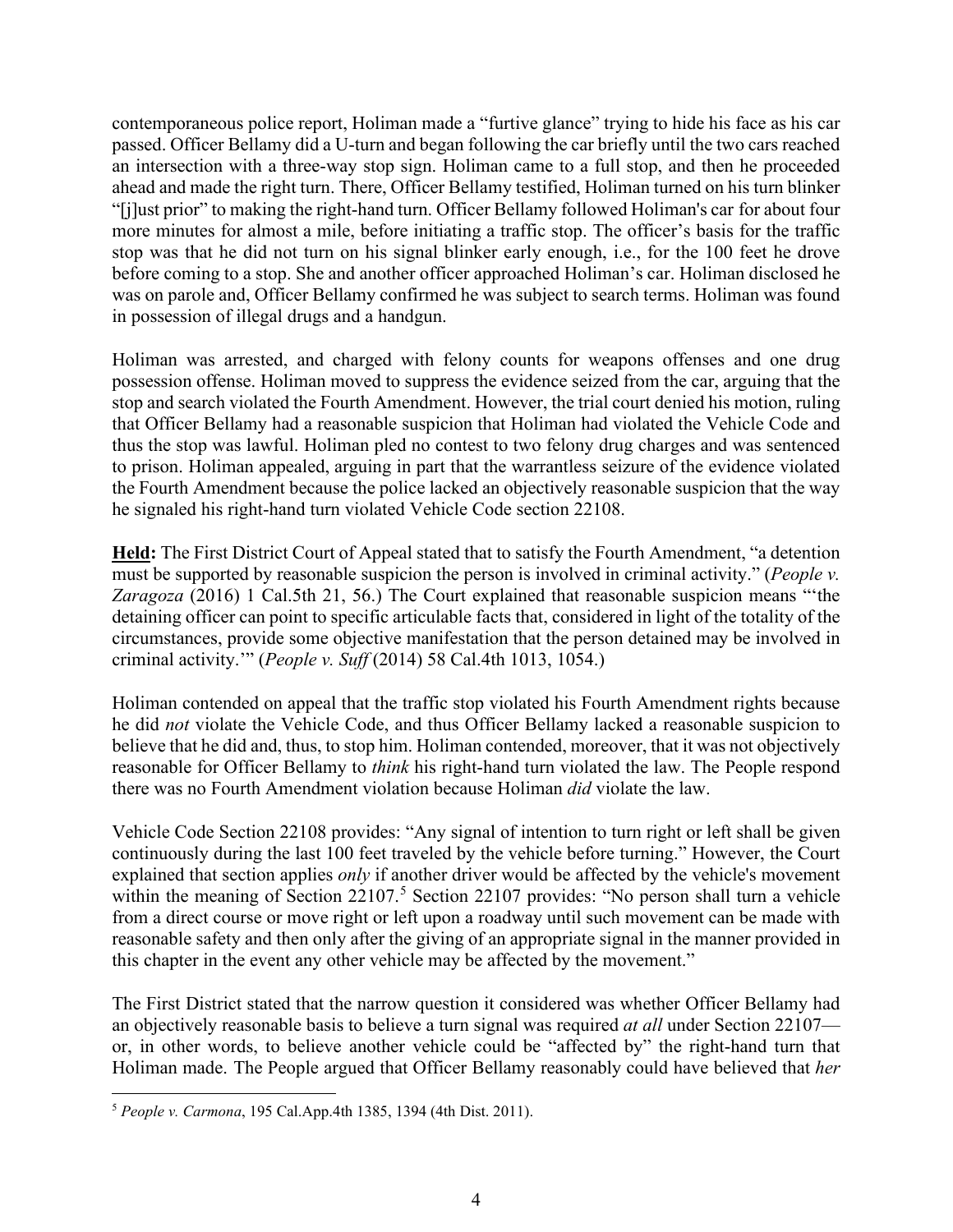contemporaneous police report, Holiman made a "furtive glance" trying to hide his face as his car passed. Officer Bellamy did a U-turn and began following the car briefly until the two cars reached an intersection with a three-way stop sign. Holiman came to a full stop, and then he proceeded ahead and made the right turn. There, Officer Bellamy testified, Holiman turned on his turn blinker "[j]ust prior" to making the right-hand turn. Officer Bellamy followed Holiman's car for about four more minutes for almost a mile, before initiating a traffic stop. The officer's basis for the traffic stop was that he did not turn on his signal blinker early enough, i.e., for the 100 feet he drove before coming to a stop. She and another officer approached Holiman's car. Holiman disclosed he was on parole and, Officer Bellamy confirmed he was subject to search terms. Holiman was found in possession of illegal drugs and a handgun.

Holiman was arrested, and charged with felony counts for weapons offenses and one drug possession offense. Holiman moved to suppress the evidence seized from the car, arguing that the stop and search violated the Fourth Amendment. However, the trial court denied his motion, ruling that Officer Bellamy had a reasonable suspicion that Holiman had violated the Vehicle Code and thus the stop was lawful. Holiman pled no contest to two felony drug charges and was sentenced to prison. Holiman appealed, arguing in part that the warrantless seizure of the evidence violated the Fourth Amendment because the police lacked an objectively reasonable suspicion that the way he signaled his right-hand turn violated Vehicle Code section 22108.

**Held:** The First District Court of Appeal stated that to satisfy the Fourth Amendment, "a detention must be supported by reasonable suspicion the person is involved in criminal activity." (*People v. Zaragoza* (2016) 1 Cal.5th 21, 56.) The Court explained that reasonable suspicion means "'the detaining officer can point to specific articulable facts that, considered in light of the totality of the circumstances, provide some objective manifestation that the person detained may be involved in criminal activity.'" (*People v. Suff* (2014) 58 Cal.4th 1013, 1054.)

Holiman contended on appeal that the traffic stop violated his Fourth Amendment rights because he did *not* violate the Vehicle Code, and thus Officer Bellamy lacked a reasonable suspicion to believe that he did and, thus, to stop him. Holiman contended, moreover, that it was not objectively reasonable for Officer Bellamy to *think* his right-hand turn violated the law. The People respond there was no Fourth Amendment violation because Holiman *did* violate the law.

Vehicle Code Section 22108 provides: "Any signal of intention to turn right or left shall be given continuously during the last 100 feet traveled by the vehicle before turning." However, the Court explained that section applies *only* if another driver would be affected by the vehicle's movement within the meaning of Section 22107.[5] Section 22107 provides: "No person shall turn a vehicle from a direct course or move right or left upon a roadway until such movement can be made with reasonable safety and then only after the giving of an appropriate signal in the manner provided in this chapter in the event any other vehicle may be affected by the movement."

The First District stated that the narrow question it considered was whether Officer Bellamy had an objectively reasonable basis to believe a turn signal was required *at all* under Section 22107—or, in other words, to believe another vehicle could be "affected by" the right-hand turn that Holiman made. The People argued that Officer Bellamy reasonably could have believed that *her*

[5] *People v. Carmona*, 195 Cal.App.4th 1385, 1394 (4th Dist. 2011).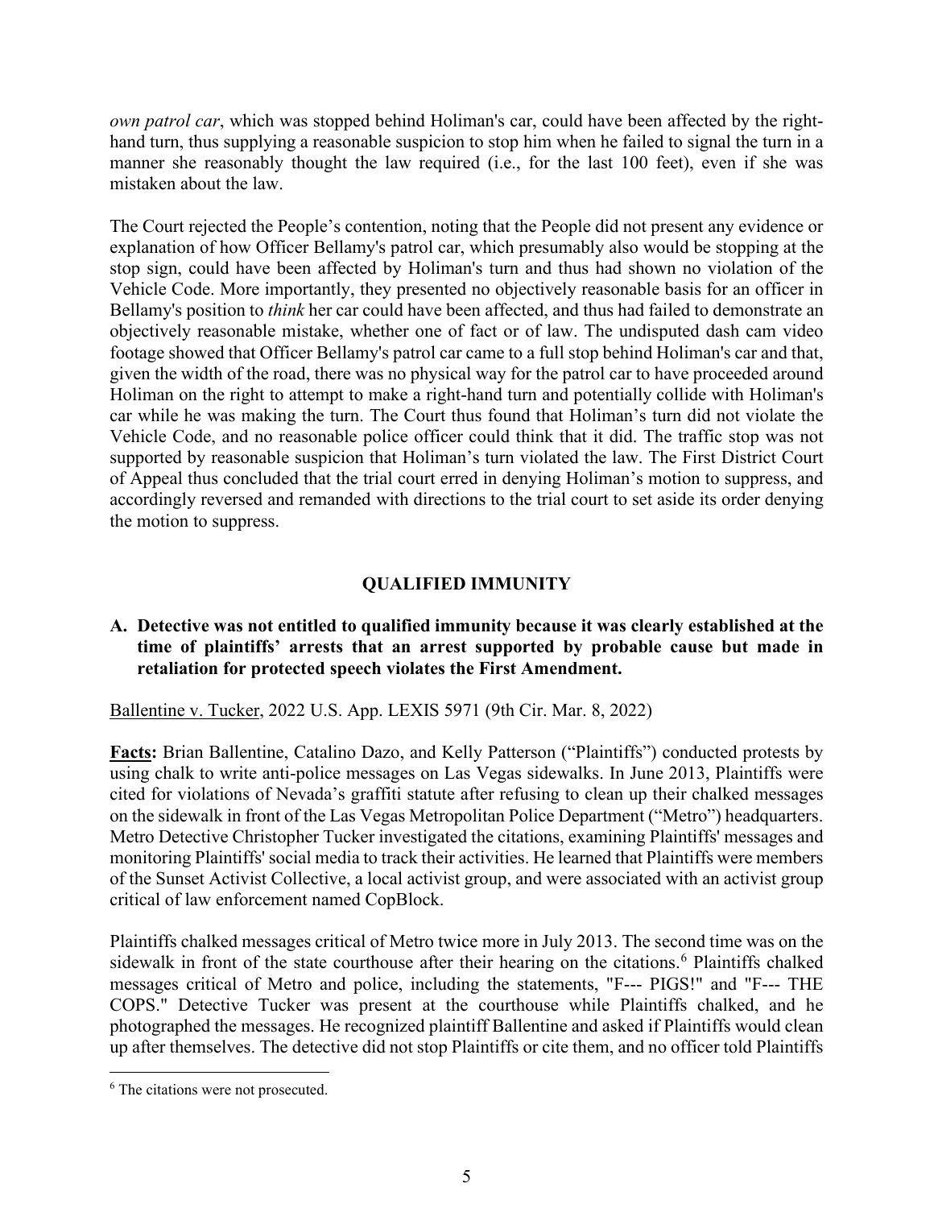*own patrol car*, which was stopped behind Holiman's car, could have been affected by the right-hand turn, thus supplying a reasonable suspicion to stop him when he failed to signal the turn in a manner she reasonably thought the law required (i.e., for the last 100 feet), even if she was mistaken about the law.

The Court rejected the People's contention, noting that the People did not present any evidence or explanation of how Officer Bellamy's patrol car, which presumably also would be stopping at the stop sign, could have been affected by Holiman's turn and thus had shown no violation of the Vehicle Code. More importantly, they presented no objectively reasonable basis for an officer in Bellamy's position to *think* her car could have been affected, and thus had failed to demonstrate an objectively reasonable mistake, whether one of fact or of law. The undisputed dash cam video footage showed that Officer Bellamy's patrol car came to a full stop behind Holiman's car and that, given the width of the road, there was no physical way for the patrol car to have proceeded around Holiman on the right to attempt to make a right-hand turn and potentially collide with Holiman's car while he was making the turn. The Court thus found that Holiman's turn did not violate the Vehicle Code, and no reasonable police officer could think that it did. The traffic stop was not supported by reasonable suspicion that Holiman's turn violated the law. The First District Court of Appeal thus concluded that the trial court erred in denying Holiman's motion to suppress, and accordingly reversed and remanded with directions to the trial court to set aside its order denying the motion to suppress.

## QUALIFIED IMMUNITY

### A. Detective was not entitled to qualified immunity because it was clearly established at the time of plaintiffs' arrests that an arrest supported by probable cause but made in retaliation for protected speech violates the First Amendment.

Ballentine v. Tucker, 2022 U.S. App. LEXIS 5971 (9th Cir. Mar. 8, 2022)

**Facts:** Brian Ballentine, Catalino Dazo, and Kelly Patterson ("Plaintiffs") conducted protests by using chalk to write anti-police messages on Las Vegas sidewalks. In June 2013, Plaintiffs were cited for violations of Nevada's graffiti statute after refusing to clean up their chalked messages on the sidewalk in front of the Las Vegas Metropolitan Police Department ("Metro") headquarters. Metro Detective Christopher Tucker investigated the citations, examining Plaintiffs' messages and monitoring Plaintiffs' social media to track their activities. He learned that Plaintiffs were members of the Sunset Activist Collective, a local activist group, and were associated with an activist group critical of law enforcement named CopBlock.

Plaintiffs chalked messages critical of Metro twice more in July 2013. The second time was on the sidewalk in front of the state courthouse after their hearing on the citations.[6] Plaintiffs chalked messages critical of Metro and police, including the statements, "F--- PIGS!" and "F--- THE COPS." Detective Tucker was present at the courthouse while Plaintiffs chalked, and he photographed the messages. He recognized plaintiff Ballentine and asked if Plaintiffs would clean up after themselves. The detective did not stop Plaintiffs or cite them, and no officer told Plaintiffs

[6] The citations were not prosecuted.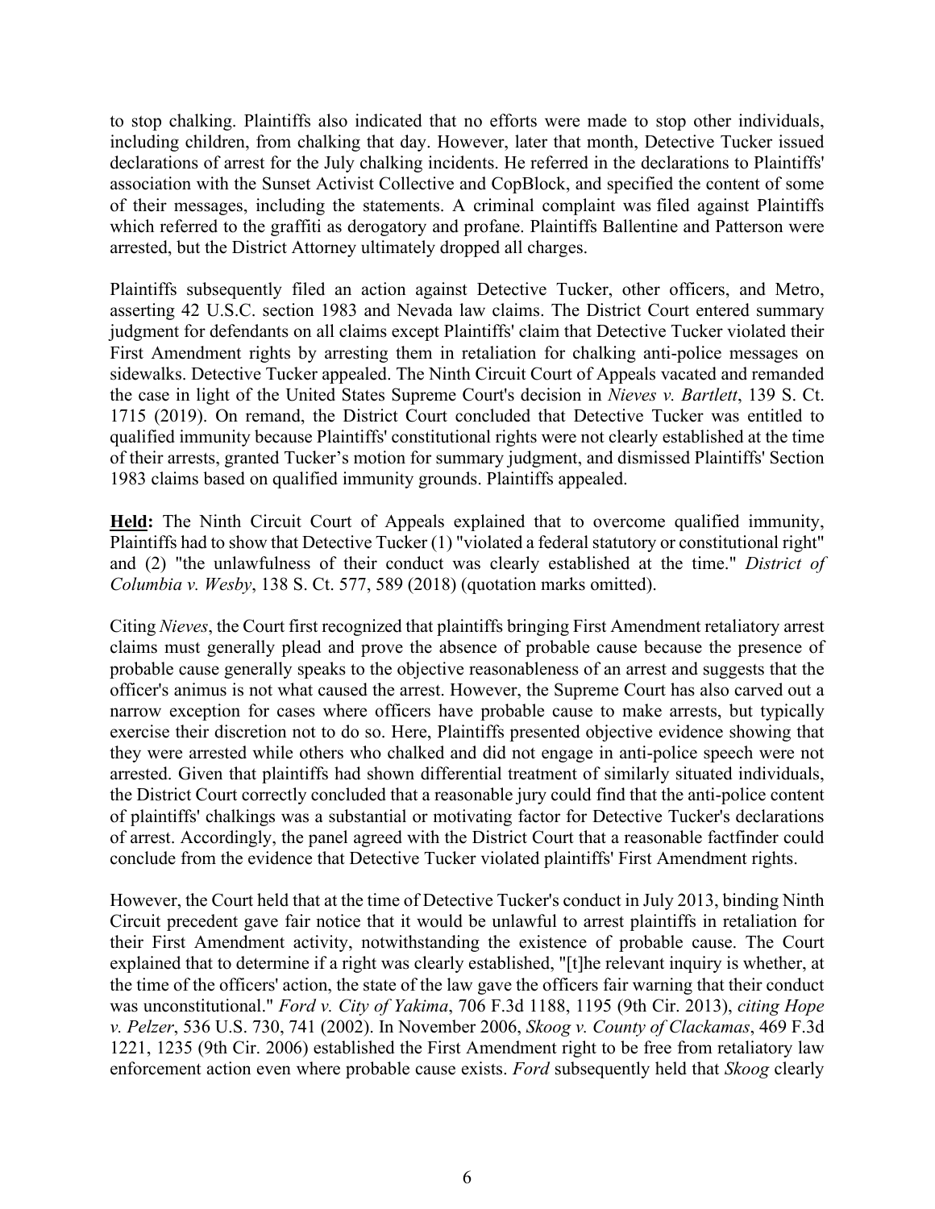to stop chalking. Plaintiffs also indicated that no efforts were made to stop other individuals, including children, from chalking that day. However, later that month, Detective Tucker issued declarations of arrest for the July chalking incidents. He referred in the declarations to Plaintiffs' association with the Sunset Activist Collective and CopBlock, and specified the content of some of their messages, including the statements. A criminal complaint was filed against Plaintiffs which referred to the graffiti as derogatory and profane. Plaintiffs Ballentine and Patterson were arrested, but the District Attorney ultimately dropped all charges.

Plaintiffs subsequently filed an action against Detective Tucker, other officers, and Metro, asserting 42 U.S.C. section 1983 and Nevada law claims. The District Court entered summary judgment for defendants on all claims except Plaintiffs' claim that Detective Tucker violated their First Amendment rights by arresting them in retaliation for chalking anti-police messages on sidewalks. Detective Tucker appealed. The Ninth Circuit Court of Appeals vacated and remanded the case in light of the United States Supreme Court's decision in *Nieves v. Bartlett*, 139 S. Ct. 1715 (2019). On remand, the District Court concluded that Detective Tucker was entitled to qualified immunity because Plaintiffs' constitutional rights were not clearly established at the time of their arrests, granted Tucker's motion for summary judgment, and dismissed Plaintiffs' Section 1983 claims based on qualified immunity grounds. Plaintiffs appealed.

**<u>Held</u>:** The Ninth Circuit Court of Appeals explained that to overcome qualified immunity, Plaintiffs had to show that Detective Tucker (1) "violated a federal statutory or constitutional right" and (2) "the unlawfulness of their conduct was clearly established at the time." *District of Columbia v. Wesby*, 138 S. Ct. 577, 589 (2018) (quotation marks omitted).

Citing *Nieves*, the Court first recognized that plaintiffs bringing First Amendment retaliatory arrest claims must generally plead and prove the absence of probable cause because the presence of probable cause generally speaks to the objective reasonableness of an arrest and suggests that the officer's animus is not what caused the arrest. However, the Supreme Court has also carved out a narrow exception for cases where officers have probable cause to make arrests, but typically exercise their discretion not to do so. Here, Plaintiffs presented objective evidence showing that they were arrested while others who chalked and did not engage in anti-police speech were not arrested. Given that plaintiffs had shown differential treatment of similarly situated individuals, the District Court correctly concluded that a reasonable jury could find that the anti-police content of plaintiffs' chalkings was a substantial or motivating factor for Detective Tucker's declarations of arrest. Accordingly, the panel agreed with the District Court that a reasonable factfinder could conclude from the evidence that Detective Tucker violated plaintiffs' First Amendment rights.

However, the Court held that at the time of Detective Tucker's conduct in July 2013, binding Ninth Circuit precedent gave fair notice that it would be unlawful to arrest plaintiffs in retaliation for their First Amendment activity, notwithstanding the existence of probable cause. The Court explained that to determine if a right was clearly established, "[t]he relevant inquiry is whether, at the time of the officers' action, the state of the law gave the officers fair warning that their conduct was unconstitutional." *Ford v. City of Yakima*, 706 F.3d 1188, 1195 (9th Cir. 2013), *citing Hope v. Pelzer*, 536 U.S. 730, 741 (2002). In November 2006, *Skoog v. County of Clackamas*, 469 F.3d 1221, 1235 (9th Cir. 2006) established the First Amendment right to be free from retaliatory law enforcement action even where probable cause exists. *Ford* subsequently held that *Skoog* clearly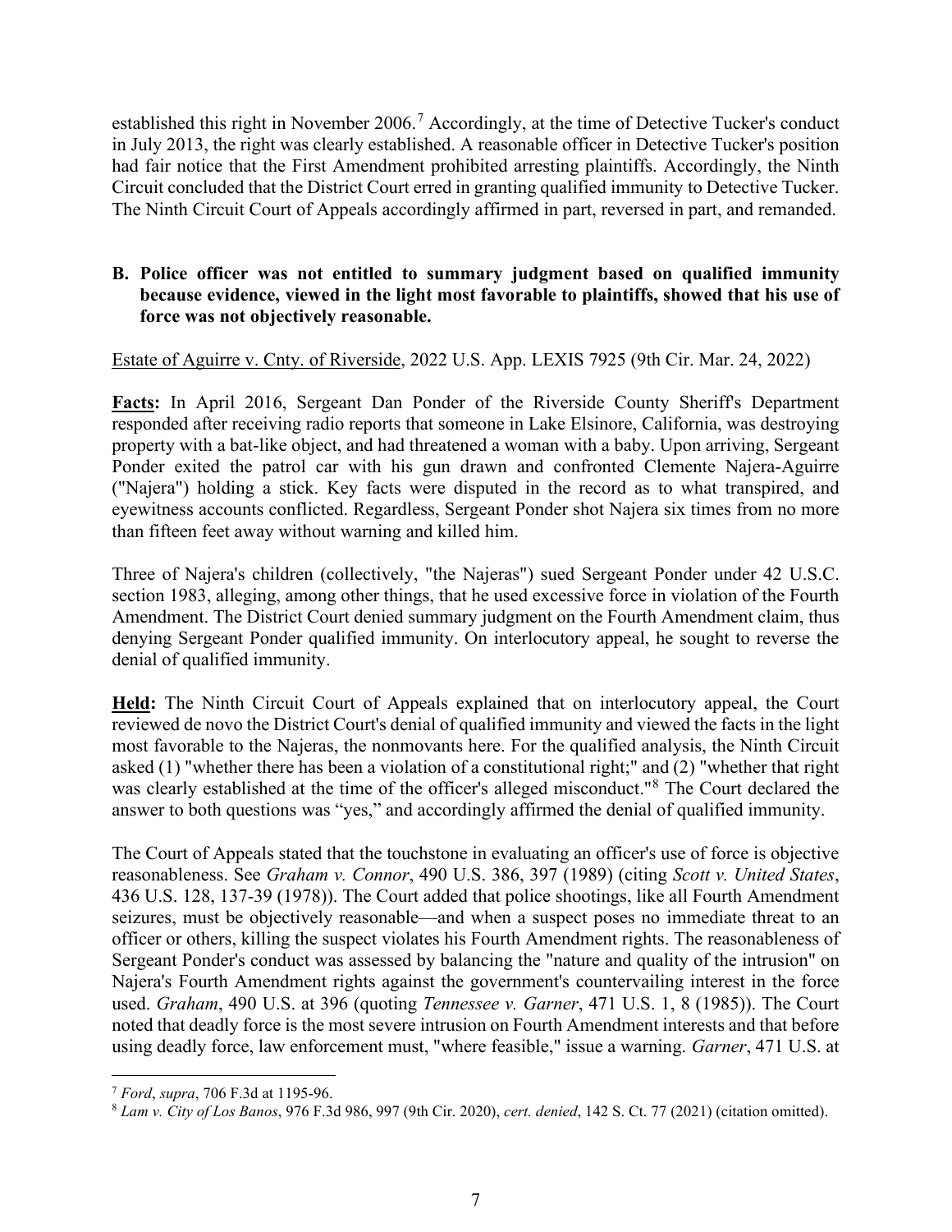established this right in November 2006.[7] Accordingly, at the time of Detective Tucker's conduct in July 2013, the right was clearly established. A reasonable officer in Detective Tucker's position had fair notice that the First Amendment prohibited arresting plaintiffs. Accordingly, the Ninth Circuit concluded that the District Court erred in granting qualified immunity to Detective Tucker. The Ninth Circuit Court of Appeals accordingly affirmed in part, reversed in part, and remanded.

### B. Police officer was not entitled to summary judgment based on qualified immunity because evidence, viewed in the light most favorable to plaintiffs, showed that his use of force was not objectively reasonable.

Estate of Aguirre v. Cnty. of Riverside, 2022 U.S. App. LEXIS 7925 (9th Cir. Mar. 24, 2022)

**Facts:** In April 2016, Sergeant Dan Ponder of the Riverside County Sheriff's Department responded after receiving radio reports that someone in Lake Elsinore, California, was destroying property with a bat-like object, and had threatened a woman with a baby. Upon arriving, Sergeant Ponder exited the patrol car with his gun drawn and confronted Clemente Najera-Aguirre ("Najera") holding a stick. Key facts were disputed in the record as to what transpired, and eyewitness accounts conflicted. Regardless, Sergeant Ponder shot Najera six times from no more than fifteen feet away without warning and killed him.

Three of Najera's children (collectively, "the Najeras") sued Sergeant Ponder under 42 U.S.C. section 1983, alleging, among other things, that he used excessive force in violation of the Fourth Amendment. The District Court denied summary judgment on the Fourth Amendment claim, thus denying Sergeant Ponder qualified immunity. On interlocutory appeal, he sought to reverse the denial of qualified immunity.

**Held:** The Ninth Circuit Court of Appeals explained that on interlocutory appeal, the Court reviewed de novo the District Court's denial of qualified immunity and viewed the facts in the light most favorable to the Najeras, the nonmovants here. For the qualified analysis, the Ninth Circuit asked (1) "whether there has been a violation of a constitutional right;" and (2) "whether that right was clearly established at the time of the officer's alleged misconduct."[8] The Court declared the answer to both questions was "yes," and accordingly affirmed the denial of qualified immunity.

The Court of Appeals stated that the touchstone in evaluating an officer's use of force is objective reasonableness. See *Graham v. Connor*, 490 U.S. 386, 397 (1989) (citing *Scott v. United States*, 436 U.S. 128, 137-39 (1978)). The Court added that police shootings, like all Fourth Amendment seizures, must be objectively reasonable—and when a suspect poses no immediate threat to an officer or others, killing the suspect violates his Fourth Amendment rights. The reasonableness of Sergeant Ponder's conduct was assessed by balancing the "nature and quality of the intrusion" on Najera's Fourth Amendment rights against the government's countervailing interest in the force used. *Graham*, 490 U.S. at 396 (quoting *Tennessee v. Garner*, 471 U.S. 1, 8 (1985)). The Court noted that deadly force is the most severe intrusion on Fourth Amendment interests and that before using deadly force, law enforcement must, "where feasible," issue a warning. *Garner*, 471 U.S. at

---

[7] *Ford*, *supra*, 706 F.3d at 1195-96.

[8] *Lam v. City of Los Banos*, 976 F.3d 986, 997 (9th Cir. 2020), *cert. denied*, 142 S. Ct. 77 (2021) (citation omitted).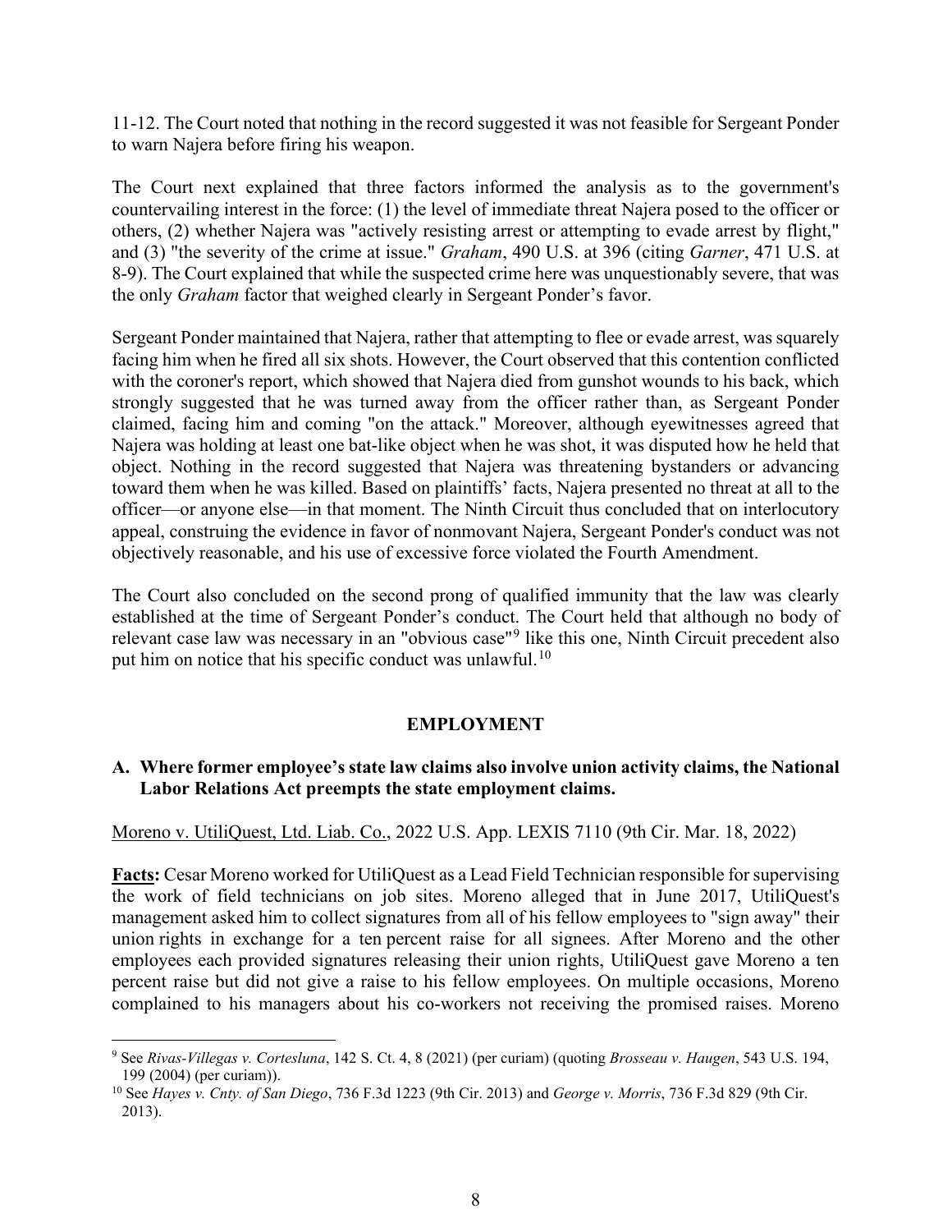11-12. The Court noted that nothing in the record suggested it was not feasible for Sergeant Ponder to warn Najera before firing his weapon.

The Court next explained that three factors informed the analysis as to the government's countervailing interest in the force: (1) the level of immediate threat Najera posed to the officer or others, (2) whether Najera was "actively resisting arrest or attempting to evade arrest by flight," and (3) "the severity of the crime at issue." *Graham*, 490 U.S. at 396 (citing *Garner*, 471 U.S. at 8-9). The Court explained that while the suspected crime here was unquestionably severe, that was the only *Graham* factor that weighed clearly in Sergeant Ponder's favor.

Sergeant Ponder maintained that Najera, rather that attempting to flee or evade arrest, was squarely facing him when he fired all six shots. However, the Court observed that this contention conflicted with the coroner's report, which showed that Najera died from gunshot wounds to his back, which strongly suggested that he was turned away from the officer rather than, as Sergeant Ponder claimed, facing him and coming "on the attack." Moreover, although eyewitnesses agreed that Najera was holding at least one bat-like object when he was shot, it was disputed how he held that object. Nothing in the record suggested that Najera was threatening bystanders or advancing toward them when he was killed. Based on plaintiffs' facts, Najera presented no threat at all to the officer—or anyone else—in that moment. The Ninth Circuit thus concluded that on interlocutory appeal, construing the evidence in favor of nonmovant Najera, Sergeant Ponder's conduct was not objectively reasonable, and his use of excessive force violated the Fourth Amendment.

The Court also concluded on the second prong of qualified immunity that the law was clearly established at the time of Sergeant Ponder's conduct. The Court held that although no body of relevant case law was necessary in an "obvious case"[9] like this one, Ninth Circuit precedent also put him on notice that his specific conduct was unlawful.[10]

## EMPLOYMENT

### A. Where former employee's state law claims also involve union activity claims, the National Labor Relations Act preempts the state employment claims.

Moreno v. UtiliQuest, Ltd. Liab. Co., 2022 U.S. App. LEXIS 7110 (9th Cir. Mar. 18, 2022)

**Facts:** Cesar Moreno worked for UtiliQuest as a Lead Field Technician responsible for supervising the work of field technicians on job sites. Moreno alleged that in June 2017, UtiliQuest's management asked him to collect signatures from all of his fellow employees to "sign away" their union rights in exchange for a ten percent raise for all signees. After Moreno and the other employees each provided signatures releasing their union rights, UtiliQuest gave Moreno a ten percent raise but did not give a raise to his fellow employees. On multiple occasions, Moreno complained to his managers about his co-workers not receiving the promised raises. Moreno

---

[9] See *Rivas-Villegas v. Cortesluna*, 142 S. Ct. 4, 8 (2021) (per curiam) (quoting *Brosseau v. Haugen*, 543 U.S. 194, 199 (2004) (per curiam)).

[10] See *Hayes v. Cnty. of San Diego*, 736 F.3d 1223 (9th Cir. 2013) and *George v. Morris*, 736 F.3d 829 (9th Cir. 2013).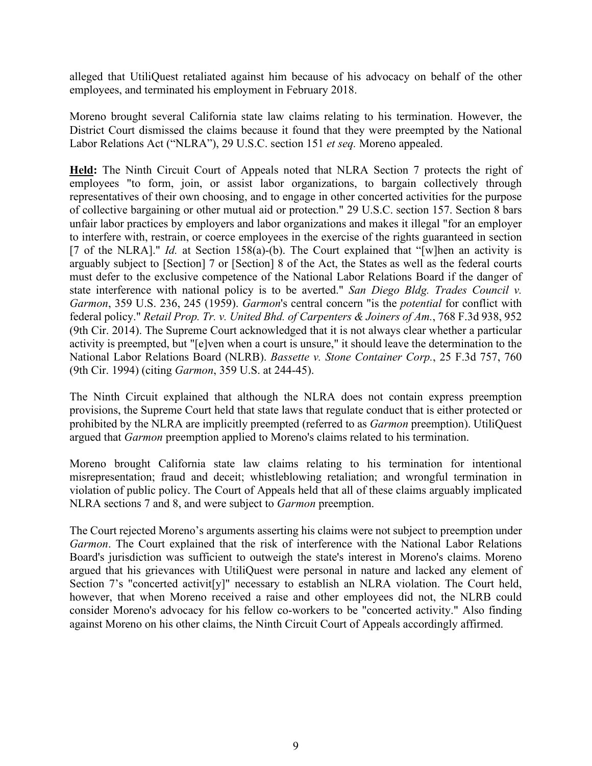alleged that UtiliQuest retaliated against him because of his advocacy on behalf of the other employees, and terminated his employment in February 2018.

Moreno brought several California state law claims relating to his termination. However, the District Court dismissed the claims because it found that they were preempted by the National Labor Relations Act ("NLRA"), 29 U.S.C. section 151 *et seq.* Moreno appealed.

**Held:** The Ninth Circuit Court of Appeals noted that NLRA Section 7 protects the right of employees "to form, join, or assist labor organizations, to bargain collectively through representatives of their own choosing, and to engage in other concerted activities for the purpose of collective bargaining or other mutual aid or protection." 29 U.S.C. section 157. Section 8 bars unfair labor practices by employers and labor organizations and makes it illegal "for an employer to interfere with, restrain, or coerce employees in the exercise of the rights guaranteed in section [7 of the NLRA]." *Id.* at Section 158(a)-(b). The Court explained that "[w]hen an activity is arguably subject to [Section] 7 or [Section] 8 of the Act, the States as well as the federal courts must defer to the exclusive competence of the National Labor Relations Board if the danger of state interference with national policy is to be averted." *San Diego Bldg. Trades Council v. Garmon*, 359 U.S. 236, 245 (1959). *Garmon*'s central concern "is the *potential* for conflict with federal policy." *Retail Prop. Tr. v. United Bhd. of Carpenters & Joiners of Am.*, 768 F.3d 938, 952 (9th Cir. 2014). The Supreme Court acknowledged that it is not always clear whether a particular activity is preempted, but "[e]ven when a court is unsure," it should leave the determination to the National Labor Relations Board (NLRB). *Bassette v. Stone Container Corp.*, 25 F.3d 757, 760 (9th Cir. 1994) (citing *Garmon*, 359 U.S. at 244-45).

The Ninth Circuit explained that although the NLRA does not contain express preemption provisions, the Supreme Court held that state laws that regulate conduct that is either protected or prohibited by the NLRA are implicitly preempted (referred to as *Garmon* preemption). UtiliQuest argued that *Garmon* preemption applied to Moreno's claims related to his termination.

Moreno brought California state law claims relating to his termination for intentional misrepresentation; fraud and deceit; whistleblowing retaliation; and wrongful termination in violation of public policy. The Court of Appeals held that all of these claims arguably implicated NLRA sections 7 and 8, and were subject to *Garmon* preemption.

The Court rejected Moreno's arguments asserting his claims were not subject to preemption under *Garmon*. The Court explained that the risk of interference with the National Labor Relations Board's jurisdiction was sufficient to outweigh the state's interest in Moreno's claims. Moreno argued that his grievances with UtiliQuest were personal in nature and lacked any element of Section 7's "concerted activit[y]" necessary to establish an NLRA violation. The Court held, however, that when Moreno received a raise and other employees did not, the NLRB could consider Moreno's advocacy for his fellow co-workers to be "concerted activity." Also finding against Moreno on his other claims, the Ninth Circuit Court of Appeals accordingly affirmed.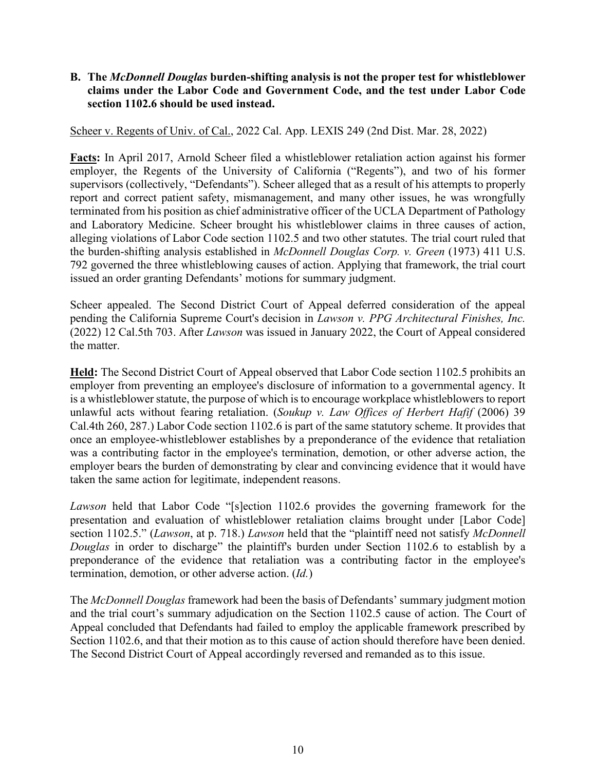**B. The *McDonnell Douglas* burden-shifting analysis is not the proper test for whistleblower claims under the Labor Code and Government Code, and the test under Labor Code section 1102.6 should be used instead.**

Scheer v. Regents of Univ. of Cal., 2022 Cal. App. LEXIS 249 (2nd Dist. Mar. 28, 2022)

**Facts:** In April 2017, Arnold Scheer filed a whistleblower retaliation action against his former employer, the Regents of the University of California ("Regents"), and two of his former supervisors (collectively, "Defendants"). Scheer alleged that as a result of his attempts to properly report and correct patient safety, mismanagement, and many other issues, he was wrongfully terminated from his position as chief administrative officer of the UCLA Department of Pathology and Laboratory Medicine. Scheer brought his whistleblower claims in three causes of action, alleging violations of Labor Code section 1102.5 and two other statutes. The trial court ruled that the burden-shifting analysis established in *McDonnell Douglas Corp. v. Green* (1973) 411 U.S. 792 governed the three whistleblowing causes of action. Applying that framework, the trial court issued an order granting Defendants' motions for summary judgment.

Scheer appealed. The Second District Court of Appeal deferred consideration of the appeal pending the California Supreme Court's decision in *Lawson v. PPG Architectural Finishes, Inc.* (2022) 12 Cal.5th 703. After *Lawson* was issued in January 2022, the Court of Appeal considered the matter.

**Held:** The Second District Court of Appeal observed that Labor Code section 1102.5 prohibits an employer from preventing an employee's disclosure of information to a governmental agency. It is a whistleblower statute, the purpose of which is to encourage workplace whistleblowers to report unlawful acts without fearing retaliation. (*Soukup v. Law Offices of Herbert Hafif* (2006) 39 Cal.4th 260, 287.) Labor Code section 1102.6 is part of the same statutory scheme. It provides that once an employee-whistleblower establishes by a preponderance of the evidence that retaliation was a contributing factor in the employee's termination, demotion, or other adverse action, the employer bears the burden of demonstrating by clear and convincing evidence that it would have taken the same action for legitimate, independent reasons.

*Lawson* held that Labor Code "[s]ection 1102.6 provides the governing framework for the presentation and evaluation of whistleblower retaliation claims brought under [Labor Code] section 1102.5." (*Lawson*, at p. 718.) *Lawson* held that the "plaintiff need not satisfy *McDonnell Douglas* in order to discharge" the plaintiff's burden under Section 1102.6 to establish by a preponderance of the evidence that retaliation was a contributing factor in the employee's termination, demotion, or other adverse action. (*Id.*)

The *McDonnell Douglas* framework had been the basis of Defendants' summary judgment motion and the trial court's summary adjudication on the Section 1102.5 cause of action. The Court of Appeal concluded that Defendants had failed to employ the applicable framework prescribed by Section 1102.6, and that their motion as to this cause of action should therefore have been denied. The Second District Court of Appeal accordingly reversed and remanded as to this issue.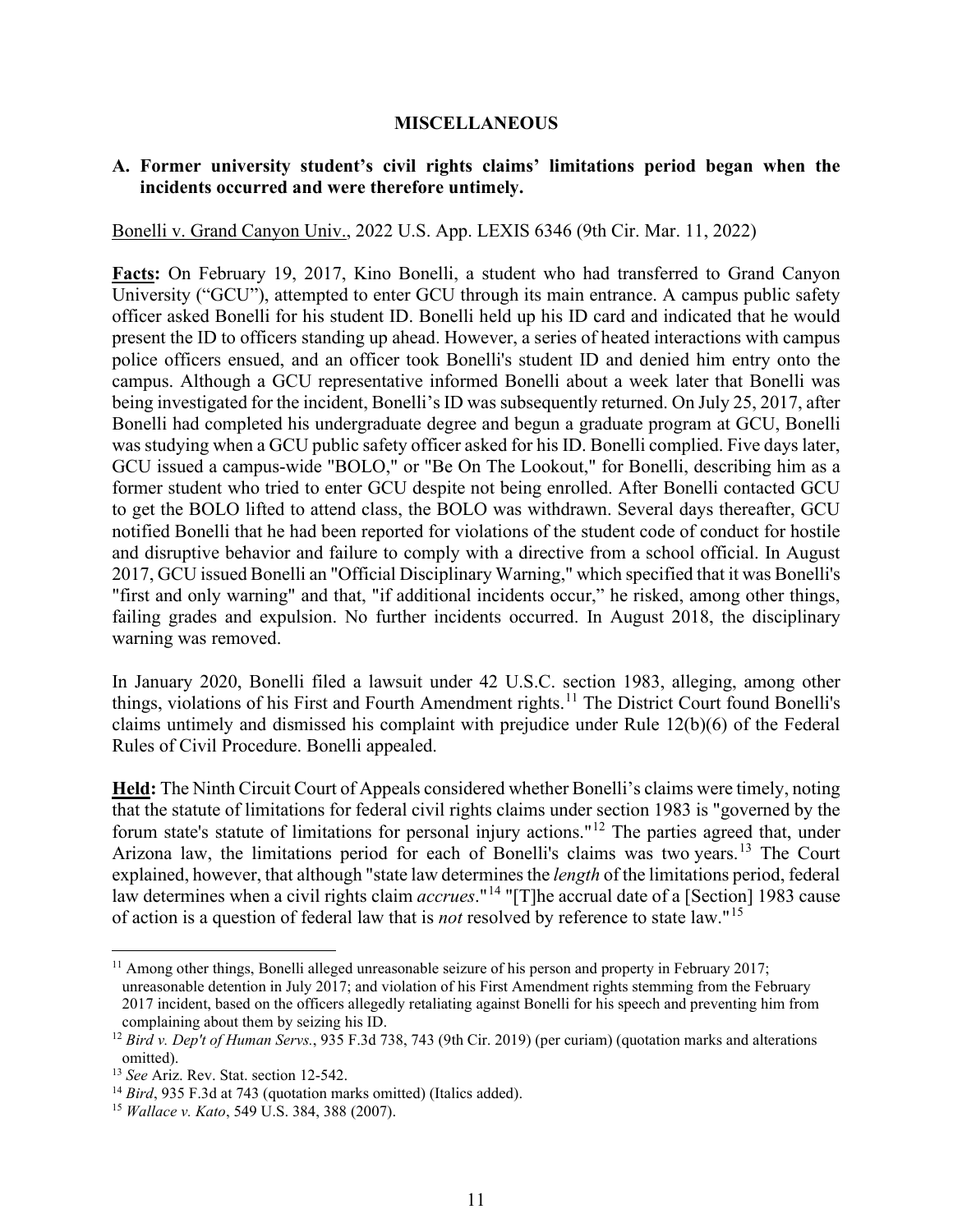**MISCELLANEOUS**

**A. Former university student's civil rights claims' limitations period began when the incidents occurred and were therefore untimely.**

Bonelli v. Grand Canyon Univ., 2022 U.S. App. LEXIS 6346 (9th Cir. Mar. 11, 2022)

**Facts:** On February 19, 2017, Kino Bonelli, a student who had transferred to Grand Canyon University ("GCU"), attempted to enter GCU through its main entrance. A campus public safety officer asked Bonelli for his student ID. Bonelli held up his ID card and indicated that he would present the ID to officers standing up ahead. However, a series of heated interactions with campus police officers ensued, and an officer took Bonelli's student ID and denied him entry onto the campus. Although a GCU representative informed Bonelli about a week later that Bonelli was being investigated for the incident, Bonelli's ID was subsequently returned. On July 25, 2017, after Bonelli had completed his undergraduate degree and begun a graduate program at GCU, Bonelli was studying when a GCU public safety officer asked for his ID. Bonelli complied. Five days later, GCU issued a campus-wide "BOLO," or "Be On The Lookout," for Bonelli, describing him as a former student who tried to enter GCU despite not being enrolled. After Bonelli contacted GCU to get the BOLO lifted to attend class, the BOLO was withdrawn. Several days thereafter, GCU notified Bonelli that he had been reported for violations of the student code of conduct for hostile and disruptive behavior and failure to comply with a directive from a school official. In August 2017, GCU issued Bonelli an "Official Disciplinary Warning," which specified that it was Bonelli's "first and only warning" and that, "if additional incidents occur," he risked, among other things, failing grades and expulsion. No further incidents occurred. In August 2018, the disciplinary warning was removed.

In January 2020, Bonelli filed a lawsuit under 42 U.S.C. section 1983, alleging, among other things, violations of his First and Fourth Amendment rights.[11] The District Court found Bonelli's claims untimely and dismissed his complaint with prejudice under Rule 12(b)(6) of the Federal Rules of Civil Procedure. Bonelli appealed.

**Held:** The Ninth Circuit Court of Appeals considered whether Bonelli's claims were timely, noting that the statute of limitations for federal civil rights claims under section 1983 is "governed by the forum state's statute of limitations for personal injury actions."[12] The parties agreed that, under Arizona law, the limitations period for each of Bonelli's claims was two years.[13] The Court explained, however, that although "state law determines the *length* of the limitations period, federal law determines when a civil rights claim *accrues*."[14] "[T]he accrual date of a [Section] 1983 cause of action is a question of federal law that is *not* resolved by reference to state law."[15]

---

[11] Among other things, Bonelli alleged unreasonable seizure of his person and property in February 2017; unreasonable detention in July 2017; and violation of his First Amendment rights stemming from the February 2017 incident, based on the officers allegedly retaliating against Bonelli for his speech and preventing him from complaining about them by seizing his ID.

[12] *Bird v. Dep't of Human Servs.*, 935 F.3d 738, 743 (9th Cir. 2019) (per curiam) (quotation marks and alterations omitted).

[13] *See* Ariz. Rev. Stat. section 12-542.

[14] *Bird*, 935 F.3d at 743 (quotation marks omitted) (Italics added).

[15] *Wallace v. Kato*, 549 U.S. 384, 388 (2007).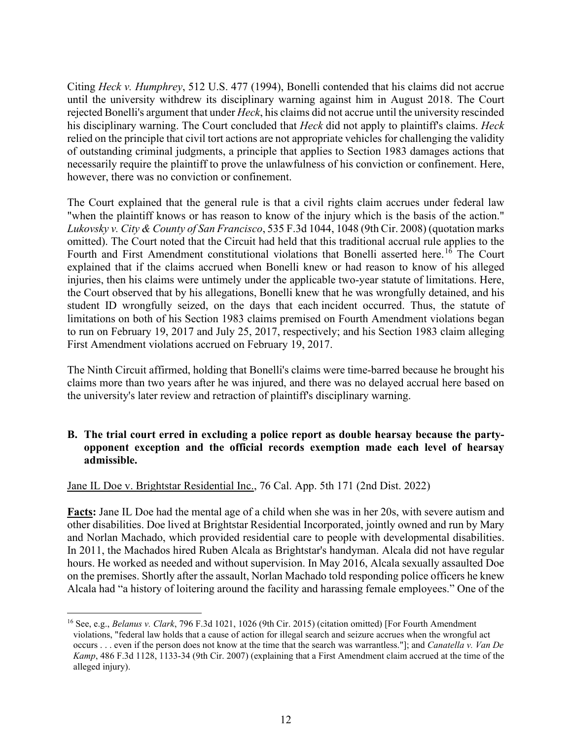Citing *Heck v. Humphrey*, 512 U.S. 477 (1994), Bonelli contended that his claims did not accrue until the university withdrew its disciplinary warning against him in August 2018. The Court rejected Bonelli's argument that under *Heck*, his claims did not accrue until the university rescinded his disciplinary warning. The Court concluded that *Heck* did not apply to plaintiff's claims. *Heck* relied on the principle that civil tort actions are not appropriate vehicles for challenging the validity of outstanding criminal judgments, a principle that applies to Section 1983 damages actions that necessarily require the plaintiff to prove the unlawfulness of his conviction or confinement. Here, however, there was no conviction or confinement.

The Court explained that the general rule is that a civil rights claim accrues under federal law "when the plaintiff knows or has reason to know of the injury which is the basis of the action." *Lukovsky v. City & County of San Francisco*, 535 F.3d 1044, 1048 (9th Cir. 2008) (quotation marks omitted). The Court noted that the Circuit had held that this traditional accrual rule applies to the Fourth and First Amendment constitutional violations that Bonelli asserted here.[16] The Court explained that if the claims accrued when Bonelli knew or had reason to know of his alleged injuries, then his claims were untimely under the applicable two-year statute of limitations. Here, the Court observed that by his allegations, Bonelli knew that he was wrongfully detained, and his student ID wrongfully seized, on the days that each incident occurred. Thus, the statute of limitations on both of his Section 1983 claims premised on Fourth Amendment violations began to run on February 19, 2017 and July 25, 2017, respectively; and his Section 1983 claim alleging First Amendment violations accrued on February 19, 2017.

The Ninth Circuit affirmed, holding that Bonelli's claims were time-barred because he brought his claims more than two years after he was injured, and there was no delayed accrual here based on the university's later review and retraction of plaintiff's disciplinary warning.

### B. The trial court erred in excluding a police report as double hearsay because the party-opponent exception and the official records exemption made each level of hearsay admissible.

<u>Jane IL Doe v. Brightstar Residential Inc.</u>, 76 Cal. App. 5th 171 (2nd Dist. 2022)

**<u>Facts</u>:** Jane IL Doe had the mental age of a child when she was in her 20s, with severe autism and other disabilities. Doe lived at Brightstar Residential Incorporated, jointly owned and run by Mary and Norlan Machado, which provided residential care to people with developmental disabilities. In 2011, the Machados hired Ruben Alcala as Brightstar's handyman. Alcala did not have regular hours. He worked as needed and without supervision. In May 2016, Alcala sexually assaulted Doe on the premises. Shortly after the assault, Norlan Machado told responding police officers he knew Alcala had "a history of loitering around the facility and harassing female employees." One of the

---

[16] See, e.g., *Belanus v. Clark*, 796 F.3d 1021, 1026 (9th Cir. 2015) (citation omitted) [For Fourth Amendment violations, "federal law holds that a cause of action for illegal search and seizure accrues when the wrongful act occurs . . . even if the person does not know at the time that the search was warrantless."]; and *Canatella v. Van De Kamp*, 486 F.3d 1128, 1133-34 (9th Cir. 2007) (explaining that a First Amendment claim accrued at the time of the alleged injury).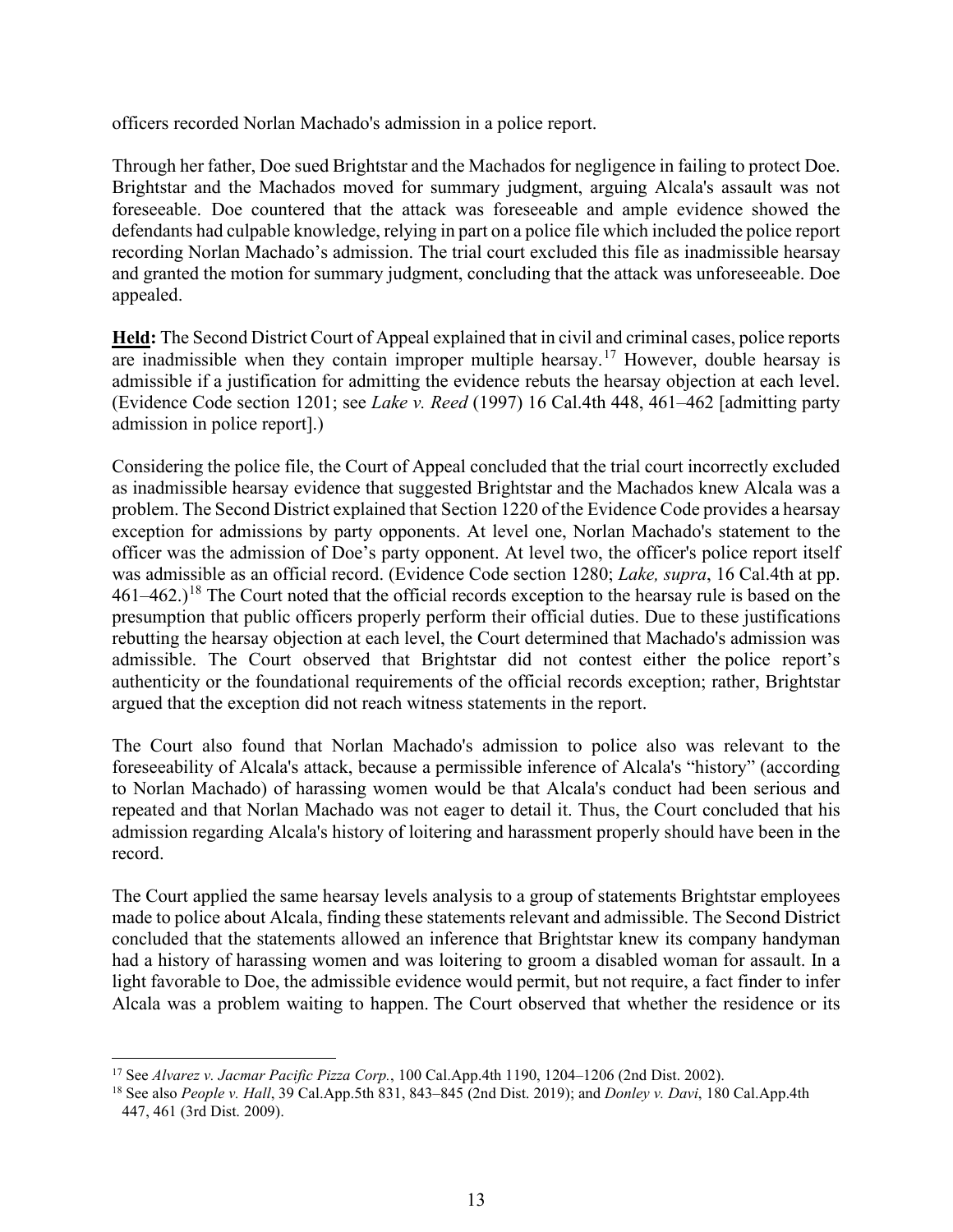officers recorded Norlan Machado's admission in a police report.

Through her father, Doe sued Brightstar and the Machados for negligence in failing to protect Doe. Brightstar and the Machados moved for summary judgment, arguing Alcala's assault was not foreseeable. Doe countered that the attack was foreseeable and ample evidence showed the defendants had culpable knowledge, relying in part on a police file which included the police report recording Norlan Machado's admission. The trial court excluded this file as inadmissible hearsay and granted the motion for summary judgment, concluding that the attack was unforeseeable. Doe appealed.

**Held:** The Second District Court of Appeal explained that in civil and criminal cases, police reports are inadmissible when they contain improper multiple hearsay.[17] However, double hearsay is admissible if a justification for admitting the evidence rebuts the hearsay objection at each level. (Evidence Code section 1201; see *Lake v. Reed* (1997) 16 Cal.4th 448, 461–462 [admitting party admission in police report].)

Considering the police file, the Court of Appeal concluded that the trial court incorrectly excluded as inadmissible hearsay evidence that suggested Brightstar and the Machados knew Alcala was a problem. The Second District explained that Section 1220 of the Evidence Code provides a hearsay exception for admissions by party opponents. At level one, Norlan Machado's statement to the officer was the admission of Doe's party opponent. At level two, the officer's police report itself was admissible as an official record. (Evidence Code section 1280; *Lake, supra*, 16 Cal.4th at pp. 461–462.)[18] The Court noted that the official records exception to the hearsay rule is based on the presumption that public officers properly perform their official duties. Due to these justifications rebutting the hearsay objection at each level, the Court determined that Machado's admission was admissible. The Court observed that Brightstar did not contest either the police report's authenticity or the foundational requirements of the official records exception; rather, Brightstar argued that the exception did not reach witness statements in the report.

The Court also found that Norlan Machado's admission to police also was relevant to the foreseeability of Alcala's attack, because a permissible inference of Alcala's "history" (according to Norlan Machado) of harassing women would be that Alcala's conduct had been serious and repeated and that Norlan Machado was not eager to detail it. Thus, the Court concluded that his admission regarding Alcala's history of loitering and harassment properly should have been in the record.

The Court applied the same hearsay levels analysis to a group of statements Brightstar employees made to police about Alcala, finding these statements relevant and admissible. The Second District concluded that the statements allowed an inference that Brightstar knew its company handyman had a history of harassing women and was loitering to groom a disabled woman for assault. In a light favorable to Doe, the admissible evidence would permit, but not require, a fact finder to infer Alcala was a problem waiting to happen. The Court observed that whether the residence or its

---

[17] See *Alvarez v. Jacmar Pacific Pizza Corp.*, 100 Cal.App.4th 1190, 1204–1206 (2nd Dist. 2002).

[18] See also *People v. Hall*, 39 Cal.App.5th 831, 843–845 (2nd Dist. 2019); and *Donley v. Davi*, 180 Cal.App.4th 447, 461 (3rd Dist. 2009).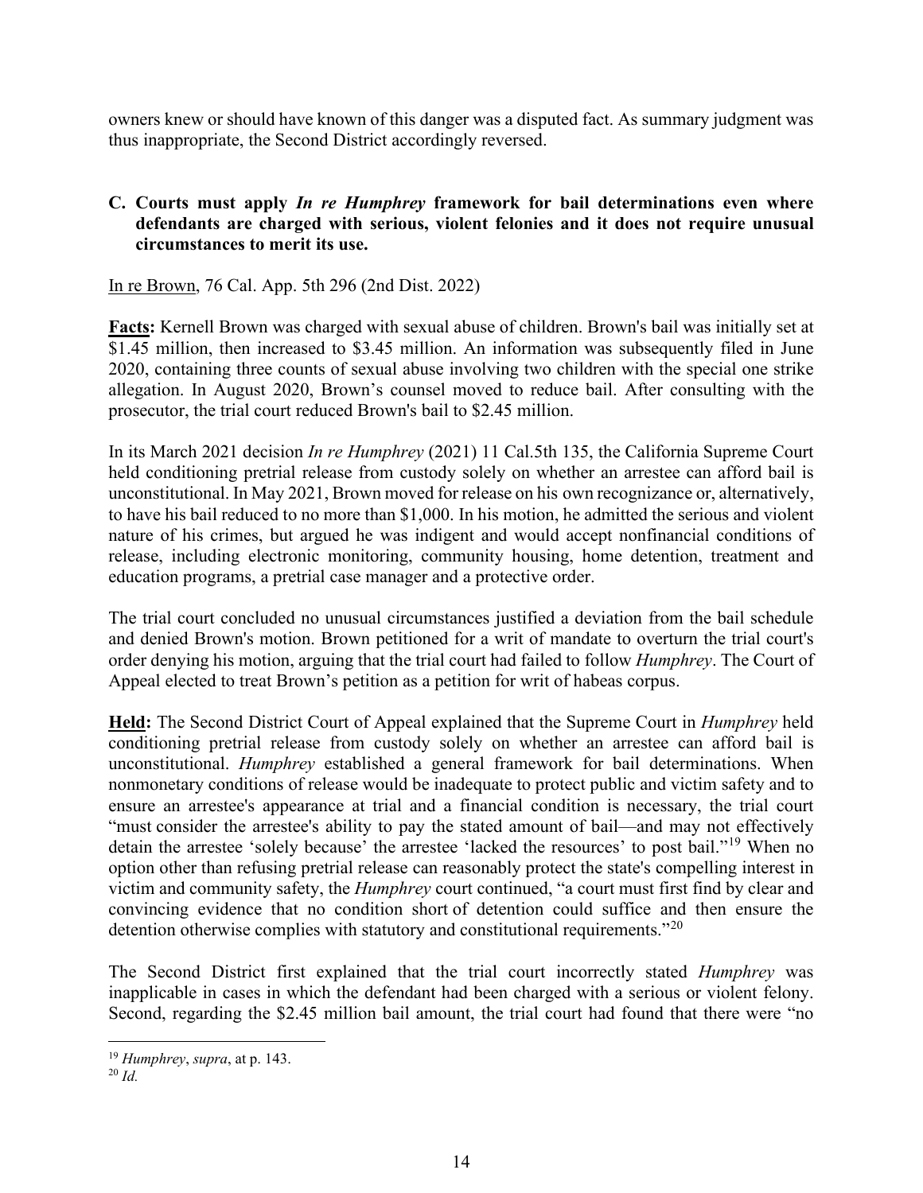owners knew or should have known of this danger was a disputed fact. As summary judgment was thus inappropriate, the Second District accordingly reversed.

### C. Courts must apply *In re Humphrey* framework for bail determinations even where defendants are charged with serious, violent felonies and it does not require unusual circumstances to merit its use.

In re Brown, 76 Cal. App. 5th 296 (2nd Dist. 2022)

**Facts:** Kernell Brown was charged with sexual abuse of children. Brown's bail was initially set at $1.45 million, then increased to $3.45 million. An information was subsequently filed in June 2020, containing three counts of sexual abuse involving two children with the special one strike allegation. In August 2020, Brown's counsel moved to reduce bail. After consulting with the prosecutor, the trial court reduced Brown's bail to $2.45 million.

In its March 2021 decision *In re Humphrey* (2021) 11 Cal.5th 135, the California Supreme Court held conditioning pretrial release from custody solely on whether an arrestee can afford bail is unconstitutional. In May 2021, Brown moved for release on his own recognizance or, alternatively, to have his bail reduced to no more than $1,000. In his motion, he admitted the serious and violent nature of his crimes, but argued he was indigent and would accept nonfinancial conditions of release, including electronic monitoring, community housing, home detention, treatment and education programs, a pretrial case manager and a protective order.

The trial court concluded no unusual circumstances justified a deviation from the bail schedule and denied Brown's motion. Brown petitioned for a writ of mandate to overturn the trial court's order denying his motion, arguing that the trial court had failed to follow *Humphrey*. The Court of Appeal elected to treat Brown's petition as a petition for writ of habeas corpus.

**Held:** The Second District Court of Appeal explained that the Supreme Court in *Humphrey* held conditioning pretrial release from custody solely on whether an arrestee can afford bail is unconstitutional. *Humphrey* established a general framework for bail determinations. When nonmonetary conditions of release would be inadequate to protect public and victim safety and to ensure an arrestee's appearance at trial and a financial condition is necessary, the trial court "must consider the arrestee's ability to pay the stated amount of bail—and may not effectively detain the arrestee 'solely because' the arrestee 'lacked the resources' to post bail."[19] When no option other than refusing pretrial release can reasonably protect the state's compelling interest in victim and community safety, the *Humphrey* court continued, "a court must first find by clear and convincing evidence that no condition short of detention could suffice and then ensure the detention otherwise complies with statutory and constitutional requirements."[20]

The Second District first explained that the trial court incorrectly stated *Humphrey* was inapplicable in cases in which the defendant had been charged with a serious or violent felony. Second, regarding the $2.45 million bail amount, the trial court had found that there were "no

[19] *Humphrey*, *supra*, at p. 143.

[20] *Id.*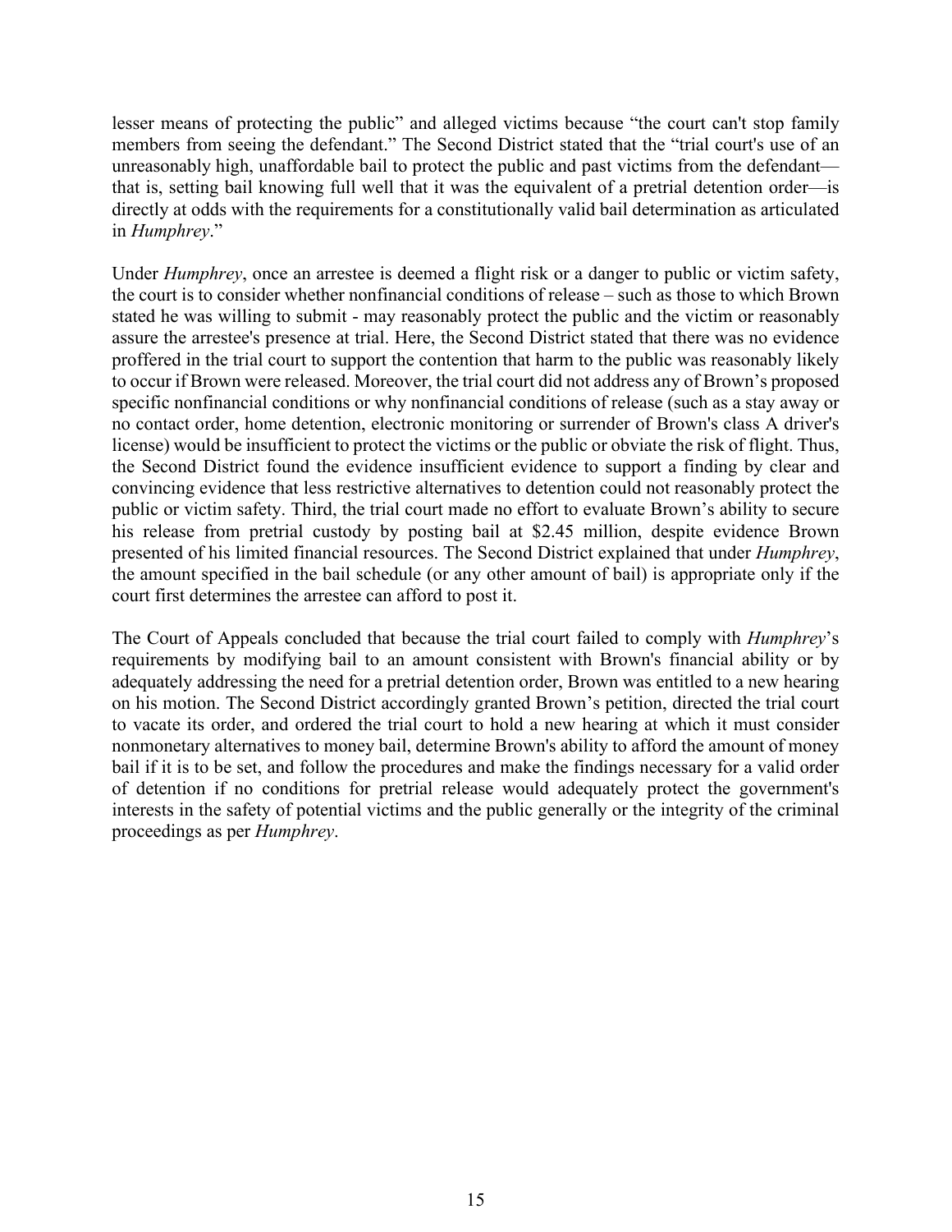lesser means of protecting the public" and alleged victims because "the court can't stop family members from seeing the defendant." The Second District stated that the "trial court's use of an unreasonably high, unaffordable bail to protect the public and past victims from the defendant—that is, setting bail knowing full well that it was the equivalent of a pretrial detention order—is directly at odds with the requirements for a constitutionally valid bail determination as articulated in *Humphrey*."

Under *Humphrey*, once an arrestee is deemed a flight risk or a danger to public or victim safety, the court is to consider whether nonfinancial conditions of release – such as those to which Brown stated he was willing to submit - may reasonably protect the public and the victim or reasonably assure the arrestee's presence at trial. Here, the Second District stated that there was no evidence proffered in the trial court to support the contention that harm to the public was reasonably likely to occur if Brown were released. Moreover, the trial court did not address any of Brown's proposed specific nonfinancial conditions or why nonfinancial conditions of release (such as a stay away or no contact order, home detention, electronic monitoring or surrender of Brown's class A driver's license) would be insufficient to protect the victims or the public or obviate the risk of flight. Thus, the Second District found the evidence insufficient evidence to support a finding by clear and convincing evidence that less restrictive alternatives to detention could not reasonably protect the public or victim safety. Third, the trial court made no effort to evaluate Brown's ability to secure his release from pretrial custody by posting bail at $2.45 million, despite evidence Brown presented of his limited financial resources. The Second District explained that under *Humphrey*, the amount specified in the bail schedule (or any other amount of bail) is appropriate only if the court first determines the arrestee can afford to post it.

The Court of Appeals concluded that because the trial court failed to comply with *Humphrey*'s requirements by modifying bail to an amount consistent with Brown's financial ability or by adequately addressing the need for a pretrial detention order, Brown was entitled to a new hearing on his motion. The Second District accordingly granted Brown's petition, directed the trial court to vacate its order, and ordered the trial court to hold a new hearing at which it must consider nonmonetary alternatives to money bail, determine Brown's ability to afford the amount of money bail if it is to be set, and follow the procedures and make the findings necessary for a valid order of detention if no conditions for pretrial release would adequately protect the government's interests in the safety of potential victims and the public generally or the integrity of the criminal proceedings as per *Humphrey*.